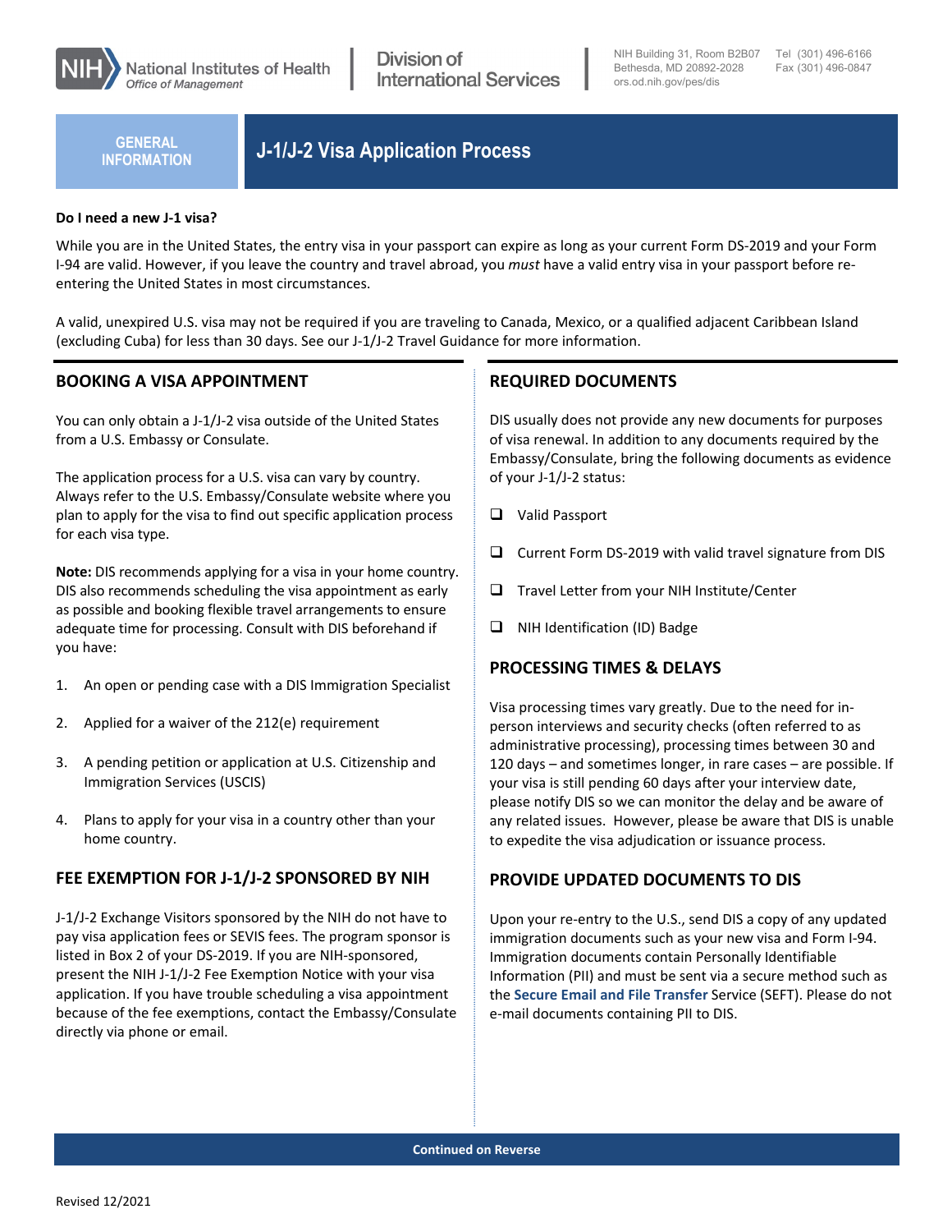National Institutes of Health
Office of Management

Division of International Services

NIH Building 31, Room B2B07
Bethesda, MD 20892-2028
ors.od.nih.gov/pes/dis

Tel (301) 496-6166
Fax (301) 496-0847

GENERAL INFORMATION

# J-1/J-2 Visa Application Process

**Do I need a new J-1 visa?**

While you are in the United States, the entry visa in your passport can expire as long as your current Form DS-2019 and your Form I-94 are valid. However, if you leave the country and travel abroad, you *must* have a valid entry visa in your passport before re-entering the United States in most circumstances.

A valid, unexpired U.S. visa may not be required if you are traveling to Canada, Mexico, or a qualified adjacent Caribbean Island (excluding Cuba) for less than 30 days. See our J-1/J-2 Travel Guidance for more information.

## BOOKING A VISA APPOINTMENT

You can only obtain a J-1/J-2 visa outside of the United States from a U.S. Embassy or Consulate.

The application process for a U.S. visa can vary by country. Always refer to the U.S. Embassy/Consulate website where you plan to apply for the visa to find out specific application process for each visa type.

**Note:** DIS recommends applying for a visa in your home country. DIS also recommends scheduling the visa appointment as early as possible and booking flexible travel arrangements to ensure adequate time for processing. Consult with DIS beforehand if you have:

1. An open or pending case with a DIS Immigration Specialist
2. Applied for a waiver of the 212(e) requirement
3. A pending petition or application at U.S. Citizenship and Immigration Services (USCIS)
4. Plans to apply for your visa in a country other than your home country.

## FEE EXEMPTION FOR J-1/J-2 SPONSORED BY NIH

J-1/J-2 Exchange Visitors sponsored by the NIH do not have to pay visa application fees or SEVIS fees. The program sponsor is listed in Box 2 of your DS-2019. If you are NIH-sponsored, present the NIH J-1/J-2 Fee Exemption Notice with your visa application. If you have trouble scheduling a visa appointment because of the fee exemptions, contact the Embassy/Consulate directly via phone or email.

## REQUIRED DOCUMENTS

DIS usually does not provide any new documents for purposes of visa renewal. In addition to any documents required by the Embassy/Consulate, bring the following documents as evidence of your J-1/J-2 status:

- [ ] Valid Passport
- [ ] Current Form DS-2019 with valid travel signature from DIS
- [ ] Travel Letter from your NIH Institute/Center
- [ ] NIH Identification (ID) Badge

## PROCESSING TIMES & DELAYS

Visa processing times vary greatly. Due to the need for in-person interviews and security checks (often referred to as administrative processing), processing times between 30 and 120 days – and sometimes longer, in rare cases – are possible. If your visa is still pending 60 days after your interview date, please notify DIS so we can monitor the delay and be aware of any related issues. However, please be aware that DIS is unable to expedite the visa adjudication or issuance process.

## PROVIDE UPDATED DOCUMENTS TO DIS

Upon your re-entry to the U.S., send DIS a copy of any updated immigration documents such as your new visa and Form I-94. Immigration documents contain Personally Identifiable Information (PII) and must be sent via a secure method such as the **Secure Email and File Transfer** Service (SEFT). Please do not e-mail documents containing PII to DIS.

**Continued on Reverse**

Revised 12/2021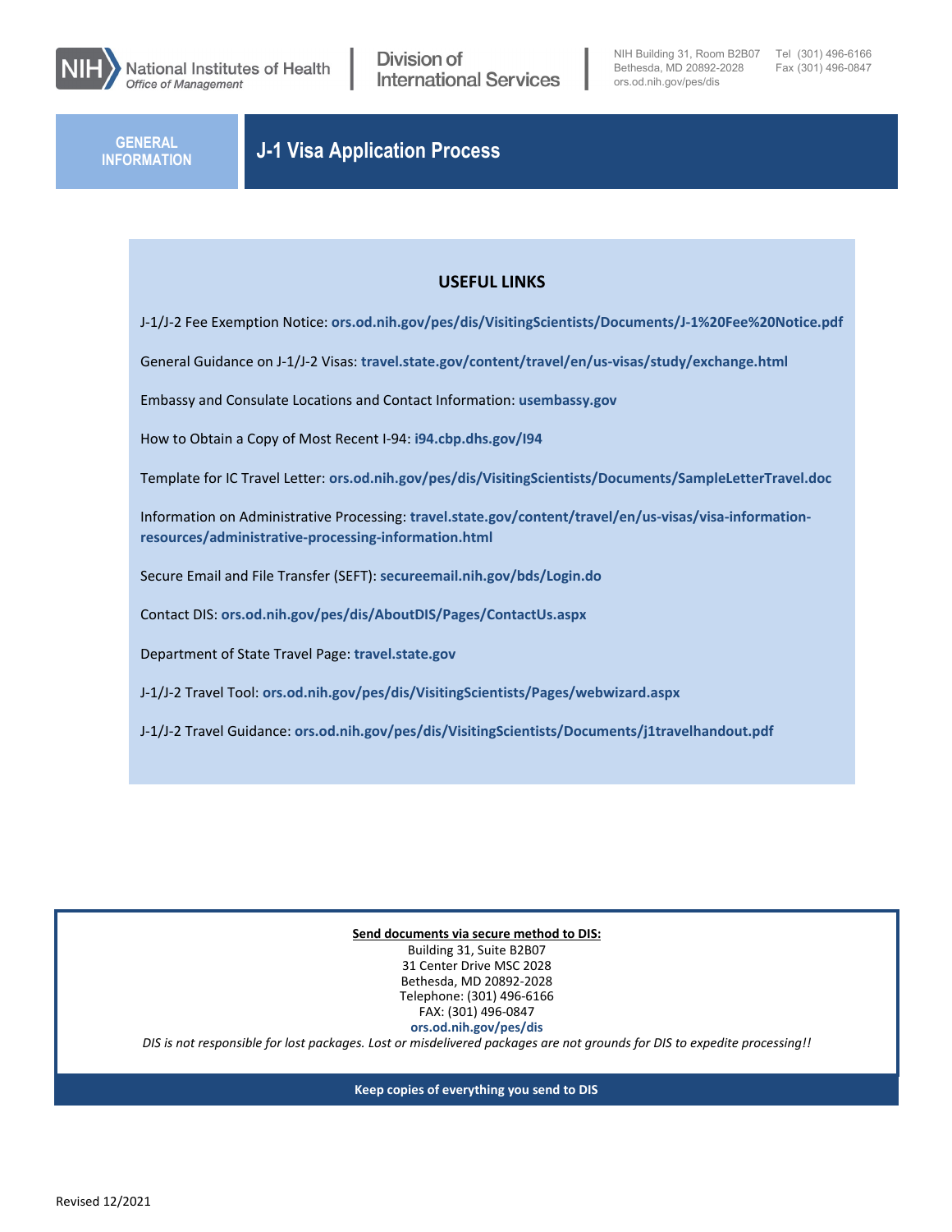GENERAL INFORMATION

# J-1 Visa Application Process

## USEFUL LINKS

J-1/J-2 Fee Exemption Notice: **ors.od.nih.gov/pes/dis/VisitingScientists/Documents/J-1%20Fee%20Notice.pdf**

General Guidance on J-1/J-2 Visas: **travel.state.gov/content/travel/en/us-visas/study/exchange.html**

Embassy and Consulate Locations and Contact Information: **usembassy.gov**

How to Obtain a Copy of Most Recent I-94: **i94.cbp.dhs.gov/I94**

Template for IC Travel Letter: **ors.od.nih.gov/pes/dis/VisitingScientists/Documents/SampleLetterTravel.doc**

Information on Administrative Processing: **travel.state.gov/content/travel/en/us-visas/visa-information-resources/administrative-processing-information.html**

Secure Email and File Transfer (SEFT): **secureemail.nih.gov/bds/Login.do**

Contact DIS: **ors.od.nih.gov/pes/dis/AboutDIS/Pages/ContactUs.aspx**

Department of State Travel Page: **travel.state.gov**

J-1/J-2 Travel Tool: **ors.od.nih.gov/pes/dis/VisitingScientists/Pages/webwizard.aspx**

J-1/J-2 Travel Guidance: **ors.od.nih.gov/pes/dis/VisitingScientists/Documents/j1travelhandout.pdf**

**Send documents via secure method to DIS:**
Building 31, Suite B2B07
31 Center Drive MSC 2028
Bethesda, MD 20892-2028
Telephone: (301) 496-6166
FAX: (301) 496-0847
**ors.od.nih.gov/pes/dis**

*DIS is not responsible for lost packages. Lost or misdelivered packages are not grounds for DIS to expedite processing!!*

**Keep copies of everything you send to DIS**

Revised 12/2021